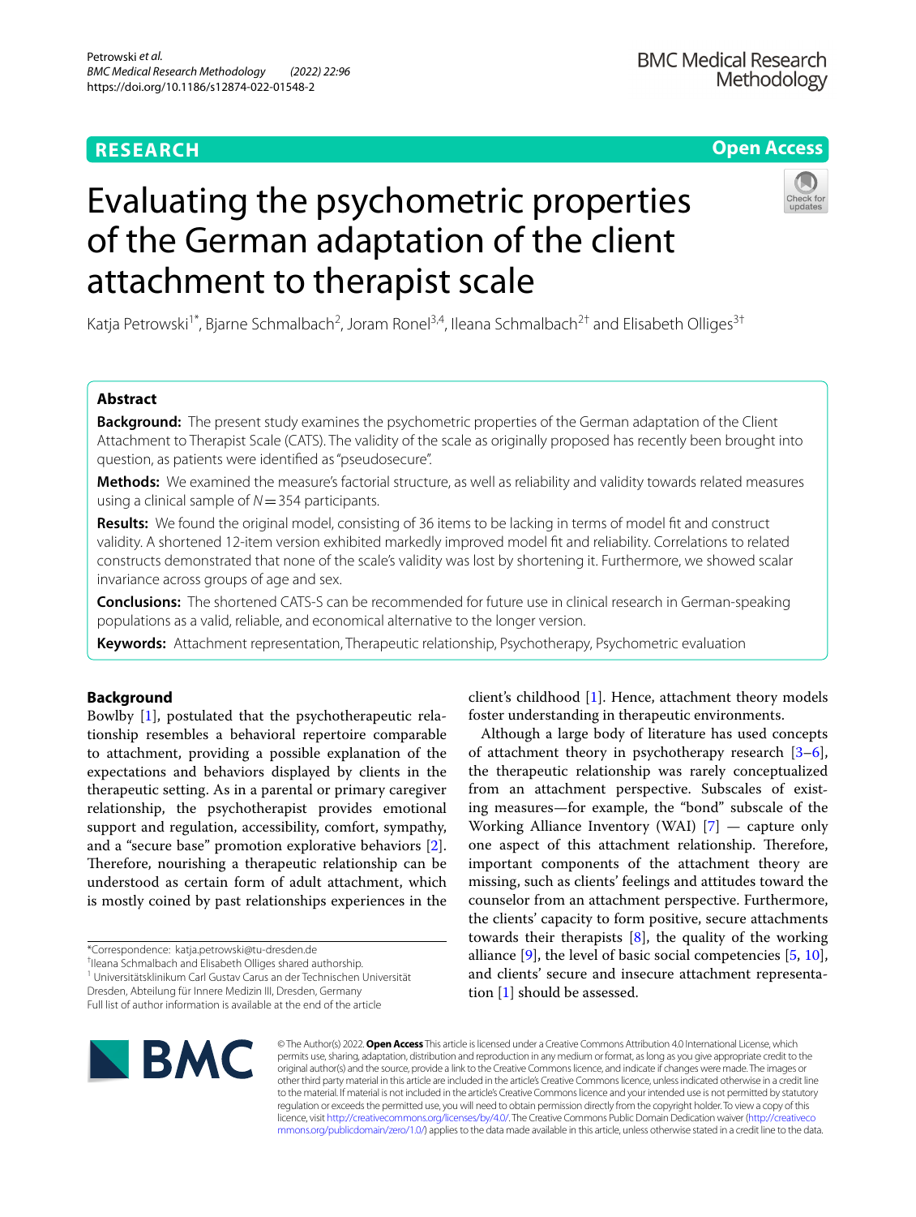# Evaluating the psychometric properties of the German adaptation of the client attachment to therapist scale

Katja Petrowski[1*], Bjarne Schmalbach[2], Joram Ronel[3,4], Ileana Schmalbach[2†] and Elisabeth Olliges[3†]

## Abstract

**Background:** The present study examines the psychometric properties of the German adaptation of the Client Attachment to Therapist Scale (CATS). The validity of the scale as originally proposed has recently been brought into question, as patients were identified as "pseudosecure".

**Methods:** We examined the measure's factorial structure, as well as reliability and validity towards related measures using a clinical sample of $N=354$ participants.

**Results:** We found the original model, consisting of 36 items to be lacking in terms of model fit and construct validity. A shortened 12-item version exhibited markedly improved model fit and reliability. Correlations to related constructs demonstrated that none of the scale's validity was lost by shortening it. Furthermore, we showed scalar invariance across groups of age and sex.

**Conclusions:** The shortened CATS-S can be recommended for future use in clinical research in German-speaking populations as a valid, reliable, and economical alternative to the longer version.

**Keywords:** Attachment representation, Therapeutic relationship, Psychotherapy, Psychometric evaluation

## Background

Bowlby [1], postulated that the psychotherapeutic relationship resembles a behavioral repertoire comparable to attachment, providing a possible explanation of the expectations and behaviors displayed by clients in the therapeutic setting. As in a parental or primary caregiver relationship, the psychotherapist provides emotional support and regulation, accessibility, comfort, sympathy, and a "secure base" promotion explorative behaviors [2]. Therefore, nourishing a therapeutic relationship can be understood as certain form of adult attachment, which is mostly coined by past relationships experiences in the client's childhood [1]. Hence, attachment theory models foster understanding in therapeutic environments.

Although a large body of literature has used concepts of attachment theory in psychotherapy research [3–6], the therapeutic relationship was rarely conceptualized from an attachment perspective. Subscales of existing measures—for example, the "bond" subscale of the Working Alliance Inventory (WAI) [7] — capture only one aspect of this attachment relationship. Therefore, important components of the attachment theory are missing, such as clients' feelings and attitudes toward the counselor from an attachment perspective. Furthermore, the clients' capacity to form positive, secure attachments towards their therapists [8], the quality of the working alliance [9], the level of basic social competencies [5, 10], and clients' secure and insecure attachment representation [1] should be assessed.

*Correspondence: katja.petrowski@tu-dresden.de

†Ileana Schmalbach and Elisabeth Olliges shared authorship.

[1] Universitätsklinikum Carl Gustav Carus an der Technischen Universität Dresden, Abteilung für Innere Medizin III, Dresden, Germany

Full list of author information is available at the end of the article

© The Author(s) 2022. **Open Access** This article is licensed under a Creative Commons Attribution 4.0 International License, which permits use, sharing, adaptation, distribution and reproduction in any medium or format, as long as you give appropriate credit to the original author(s) and the source, provide a link to the Creative Commons licence, and indicate if changes were made. The images or other third party material in this article are included in the article's Creative Commons licence, unless indicated otherwise in a credit line to the material. If material is not included in the article's Creative Commons licence and your intended use is not permitted by statutory regulation or exceeds the permitted use, you will need to obtain permission directly from the copyright holder. To view a copy of this licence, visit http://creativecommons.org/licenses/by/4.0/. The Creative Commons Public Domain Dedication waiver (http://creativecommons.org/publicdomain/zero/1.0/) applies to the data made available in this article, unless otherwise stated in a credit line to the data.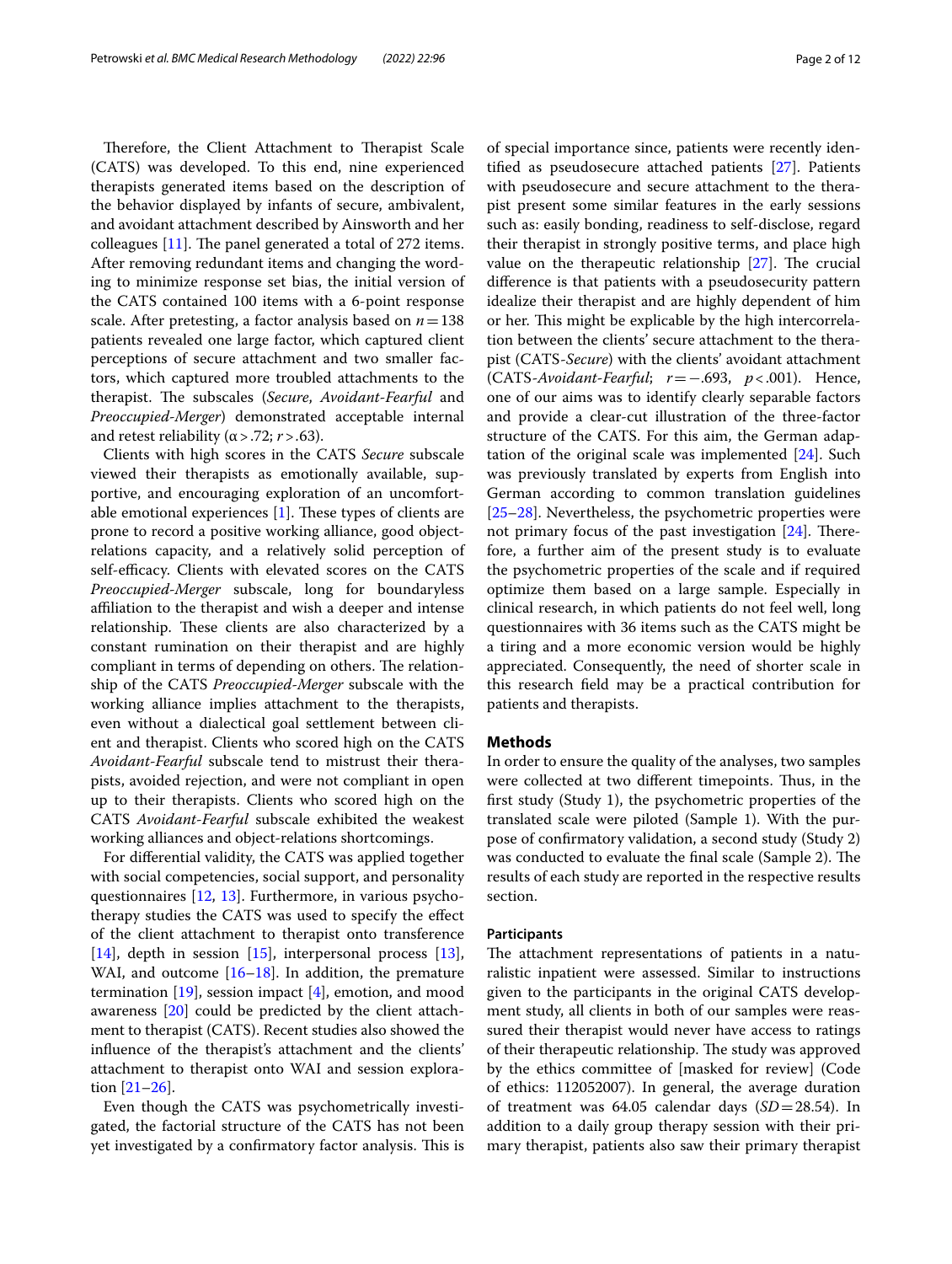Therefore, the Client Attachment to Therapist Scale (CATS) was developed. To this end, nine experienced therapists generated items based on the description of the behavior displayed by infants of secure, ambivalent, and avoidant attachment described by Ainsworth and her colleagues [11]. The panel generated a total of 272 items. After removing redundant items and changing the wording to minimize response set bias, the initial version of the CATS contained 100 items with a 6-point response scale. After pretesting, a factor analysis based on $n = 138$ patients revealed one large factor, which captured client perceptions of secure attachment and two smaller factors, which captured more troubled attachments to the therapist. The subscales (*Secure*, *Avoidant-Fearful* and *Preoccupied-Merger*) demonstrated acceptable internal and retest reliability ($\alpha > .72$; $r > .63$).

Clients with high scores in the CATS *Secure* subscale viewed their therapists as emotionally available, supportive, and encouraging exploration of an uncomfortable emotional experiences [1]. These types of clients are prone to record a positive working alliance, good object-relations capacity, and a relatively solid perception of self-efficacy. Clients with elevated scores on the CATS *Preoccupied-Merger* subscale, long for boundaryless affiliation to the therapist and wish a deeper and intense relationship. These clients are also characterized by a constant rumination on their therapist and are highly compliant in terms of depending on others. The relationship of the CATS *Preoccupied-Merger* subscale with the working alliance implies attachment to the therapists, even without a dialectical goal settlement between client and therapist. Clients who scored high on the CATS *Avoidant-Fearful* subscale tend to mistrust their therapists, avoided rejection, and were not compliant in open up to their therapists. Clients who scored high on the CATS *Avoidant-Fearful* subscale exhibited the weakest working alliances and object-relations shortcomings.

For differential validity, the CATS was applied together with social competencies, social support, and personality questionnaires [12, 13]. Furthermore, in various psychotherapy studies the CATS was used to specify the effect of the client attachment to therapist onto transference [14], depth in session [15], interpersonal process [13], WAI, and outcome [16–18]. In addition, the premature termination [19], session impact [4], emotion, and mood awareness [20] could be predicted by the client attachment to therapist (CATS). Recent studies also showed the influence of the therapist's attachment and the clients' attachment to therapist onto WAI and session exploration [21–26].

Even though the CATS was psychometrically investigated, the factorial structure of the CATS has not been yet investigated by a confirmatory factor analysis. This is of special importance since, patients were recently identified as pseudosecure attached patients [27]. Patients with pseudosecure and secure attachment to the therapist present some similar features in the early sessions such as: easily bonding, readiness to self-disclose, regard their therapist in strongly positive terms, and place high value on the therapeutic relationship [27]. The crucial difference is that patients with a pseudosecurity pattern idealize their therapist and are highly dependent of him or her. This might be explicable by the high intercorrelation between the clients' secure attachment to the therapist (CATS-*Secure*) with the clients' avoidant attachment (CATS-*Avoidant-Fearful*; $r = -.693$, $p < .001$). Hence, one of our aims was to identify clearly separable factors and provide a clear-cut illustration of the three-factor structure of the CATS. For this aim, the German adaptation of the original scale was implemented [24]. Such was previously translated by experts from English into German according to common translation guidelines [25–28]. Nevertheless, the psychometric properties were not primary focus of the past investigation [24]. Therefore, a further aim of the present study is to evaluate the psychometric properties of the scale and if required optimize them based on a large sample. Especially in clinical research, in which patients do not feel well, long questionnaires with 36 items such as the CATS might be a tiring and a more economic version would be highly appreciated. Consequently, the need of shorter scale in this research field may be a practical contribution for patients and therapists.

## Methods

In order to ensure the quality of the analyses, two samples were collected at two different timepoints. Thus, in the first study (Study 1), the psychometric properties of the translated scale were piloted (Sample 1). With the purpose of confirmatory validation, a second study (Study 2) was conducted to evaluate the final scale (Sample 2). The results of each study are reported in the respective results section.

### Participants

The attachment representations of patients in a naturalistic inpatient were assessed. Similar to instructions given to the participants in the original CATS development study, all clients in both of our samples were reassured their therapist would never have access to ratings of their therapeutic relationship. The study was approved by the ethics committee of [masked for review] (Code of ethics: 112052007). In general, the average duration of treatment was 64.05 calendar days ($SD = 28.54$). In addition to a daily group therapy session with their primary therapist, patients also saw their primary therapist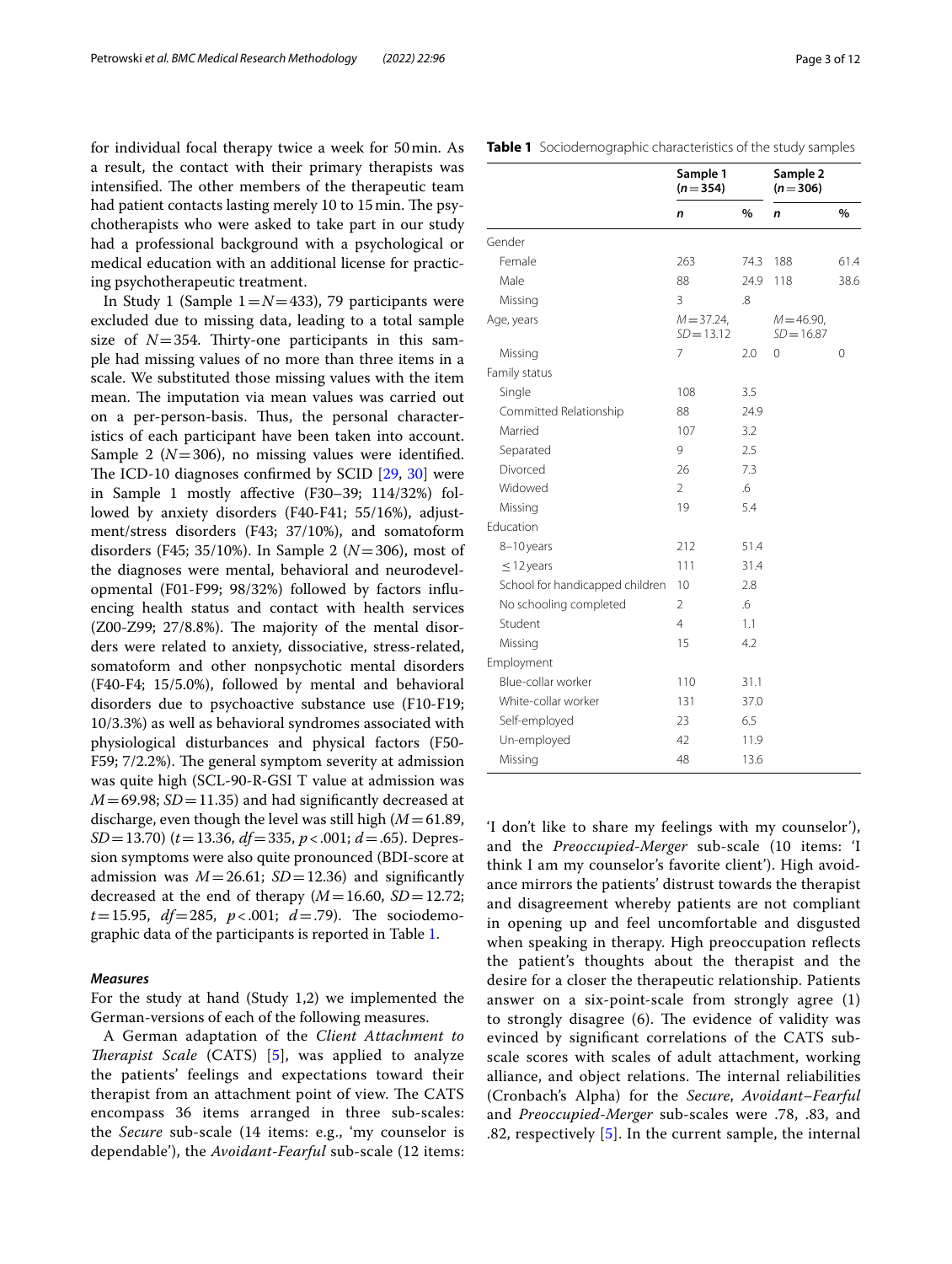for individual focal therapy twice a week for 50 min. As a result, the contact with their primary therapists was intensified. The other members of the therapeutic team had patient contacts lasting merely 10 to 15 min. The psychotherapists who were asked to take part in our study had a professional background with a psychological or medical education with an additional license for practicing psychotherapeutic treatment.

In Study 1 (Sample $1 = N = 433$), 79 participants were excluded due to missing data, leading to a total sample size of $N = 354$. Thirty-one participants in this sample had missing values of no more than three items in a scale. We substituted those missing values with the item mean. The imputation via mean values was carried out on a per-person-basis. Thus, the personal characteristics of each participant have been taken into account. Sample 2 ($N = 306$), no missing values were identified. The ICD-10 diagnoses confirmed by SCID [29, 30] were in Sample 1 mostly affective (F30–39; 114/32%) followed by anxiety disorders (F40-F41; 55/16%), adjustment/stress disorders (F43; 37/10%), and somatoform disorders (F45; 35/10%). In Sample 2 ($N = 306$), most of the diagnoses were mental, behavioral and neurodevelopmental (F01-F99; 98/32%) followed by factors influencing health status and contact with health services (Z00-Z99; 27/8.8%). The majority of the mental disorders were related to anxiety, dissociative, stress-related, somatoform and other nonpsychotic mental disorders (F40-F4; 15/5.0%), followed by mental and behavioral disorders due to psychoactive substance use (F10-F19; 10/3.3%) as well as behavioral syndromes associated with physiological disturbances and physical factors (F50-F59; 7/2.2%). The general symptom severity at admission was quite high (SCL-90-R-GSI T value at admission was $M = 69.98$; $SD = 11.35$) and had significantly decreased at discharge, even though the level was still high ($M = 61.89$, $SD = 13.70$) ($t = 13.36$, $df = 335$, $p < .001$; $d = .65$). Depression symptoms were also quite pronounced (BDI-score at admission was $M = 26.61$; $SD = 12.36$) and significantly decreased at the end of therapy ($M = 16.60$, $SD = 12.72$; $t = 15.95$, $df = 285$, $p < .001$; $d = .79$). The sociodemographic data of the participants is reported in Table 1.

**Table 1** Sociodemographic characteristics of the study samples

| | Sample 1 ($n = 354$) | | Sample 2 ($n = 306$) | |
|---|---|---|---|---|
| | *n* | % | *n* | % |
| Gender | | | | |
| Female | 263 | 74.3 | 188 | 61.4 |
| Male | 88 | 24.9 | 118 | 38.6 |
| Missing | 3 | .8 | | |
| Age, years | $M = 37.24$, $SD = 13.12$ | | $M = 46.90$, $SD = 16.87$ | |
| Missing | 7 | 2.0 | 0 | 0 |
| Family status | | | | |
| Single | 108 | 3.5 | | |
| Committed Relationship | 88 | 24.9 | | |
| Married | 107 | 3.2 | | |
| Separated | 9 | 2.5 | | |
| Divorced | 26 | 7.3 | | |
| Widowed | 2 | .6 | | |
| Missing | 19 | 5.4 | | |
| Education | | | | |
| 8–10 years | 212 | 51.4 | | |
| ≤ 12 years | 111 | 31.4 | | |
| School for handicapped children | 10 | 2.8 | | |
| No schooling completed | 2 | .6 | | |
| Student | 4 | 1.1 | | |
| Missing | 15 | 4.2 | | |
| Employment | | | | |
| Blue-collar worker | 110 | 31.1 | | |
| White-collar worker | 131 | 37.0 | | |
| Self-employed | 23 | 6.5 | | |
| Un-employed | 42 | 11.9 | | |
| Missing | 48 | 13.6 | | |

### *Measures*

For the study at hand (Study 1,2) we implemented the German-versions of each of the following measures.

A German adaptation of the *Client Attachment to Therapist Scale* (CATS) [5], was applied to analyze the patients' feelings and expectations toward their therapist from an attachment point of view. The CATS encompass 36 items arranged in three sub-scales: the *Secure* sub-scale (14 items: e.g., 'my counselor is dependable'), the *Avoidant-Fearful* sub-scale (12 items: 'I don't like to share my feelings with my counselor'), and the *Preoccupied-Merger* sub-scale (10 items: 'I think I am my counselor's favorite client'). High avoidance mirrors the patients' distrust towards the therapist and disagreement whereby patients are not compliant in opening up and feel uncomfortable and disgusted when speaking in therapy. High preoccupation reflects the patient's thoughts about the therapist and the desire for a closer the therapeutic relationship. Patients answer on a six-point-scale from strongly agree (1) to strongly disagree (6). The evidence of validity was evinced by significant correlations of the CATS subscale scores with scales of adult attachment, working alliance, and object relations. The internal reliabilities (Cronbach's Alpha) for the *Secure*, *Avoidant–Fearful* and *Preoccupied-Merger* sub-scales were .78, .83, and .82, respectively [5]. In the current sample, the internal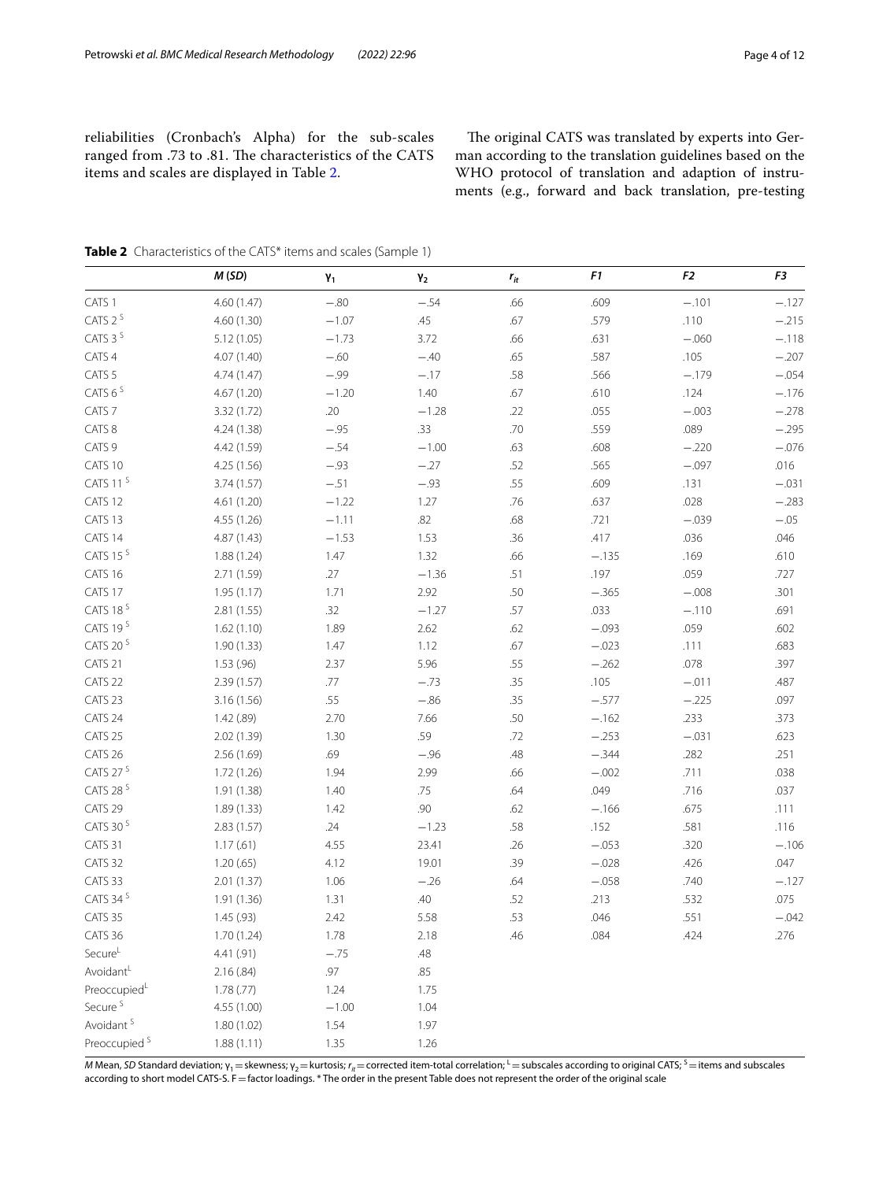reliabilities (Cronbach's Alpha) for the sub-scales ranged from .73 to .81. The characteristics of the CATS items and scales are displayed in Table 2.

The original CATS was translated by experts into German according to the translation guidelines based on the WHO protocol of translation and adaption of instruments (e.g., forward and back translation, pre-testing

**Table 2** Characteristics of the CATS* items and scales (Sample 1)

| | *M* (*SD*) | $\gamma_1$ | $\gamma_2$ | $r_{it}$ | *F1* | *F2* | *F3* |
|---|---|---|---|---|---|---|---|
| CATS 1 | 4.60 (1.47) | −.80 | −.54 | .66 | .609 | −.101 | −.127 |
| CATS 2 [S] | 4.60 (1.30) | −1.07 | .45 | .67 | .579 | .110 | −.215 |
| CATS 3 [S] | 5.12 (1.05) | −1.73 | 3.72 | .66 | .631 | −.060 | −.118 |
| CATS 4 | 4.07 (1.40) | −.60 | −.40 | .65 | .587 | .105 | −.207 |
| CATS 5 | 4.74 (1.47) | −.99 | −.17 | .58 | .566 | −.179 | −.054 |
| CATS 6 [S] | 4.67 (1.20) | −1.20 | 1.40 | .67 | .610 | .124 | −.176 |
| CATS 7 | 3.32 (1.72) | .20 | −1.28 | .22 | .055 | −.003 | −.278 |
| CATS 8 | 4.24 (1.38) | −.95 | .33 | .70 | .559 | .089 | −.295 |
| CATS 9 | 4.42 (1.59) | −.54 | −1.00 | .63 | .608 | −.220 | −.076 |
| CATS 10 | 4.25 (1.56) | −.93 | −.27 | .52 | .565 | −.097 | .016 |
| CATS 11 [S] | 3.74 (1.57) | −.51 | −.93 | .55 | .609 | .131 | −.031 |
| CATS 12 | 4.61 (1.20) | −1.22 | 1.27 | .76 | .637 | .028 | −.283 |
| CATS 13 | 4.55 (1.26) | −1.11 | .82 | .68 | .721 | −.039 | −.05 |
| CATS 14 | 4.87 (1.43) | −1.53 | 1.53 | .36 | .417 | .036 | .046 |
| CATS 15 [S] | 1.88 (1.24) | 1.47 | 1.32 | .66 | −.135 | .169 | .610 |
| CATS 16 | 2.71 (1.59) | .27 | −1.36 | .51 | .197 | .059 | .727 |
| CATS 17 | 1.95 (1.17) | 1.71 | 2.92 | .50 | −.365 | −.008 | .301 |
| CATS 18 [S] | 2.81 (1.55) | .32 | −1.27 | .57 | .033 | −.110 | .691 |
| CATS 19 [S] | 1.62 (1.10) | 1.89 | 2.62 | .62 | −.093 | .059 | .602 |
| CATS 20 [S] | 1.90 (1.33) | 1.47 | 1.12 | .67 | −.023 | .111 | .683 |
| CATS 21 | 1.53 (.96) | 2.37 | 5.96 | .55 | −.262 | .078 | .397 |
| CATS 22 | 2.39 (1.57) | .77 | −.73 | .35 | .105 | −.011 | .487 |
| CATS 23 | 3.16 (1.56) | .55 | −.86 | .35 | −.577 | −.225 | .097 |
| CATS 24 | 1.42 (.89) | 2.70 | 7.66 | .50 | −.162 | .233 | .373 |
| CATS 25 | 2.02 (1.39) | 1.30 | .59 | .72 | −.253 | −.031 | .623 |
| CATS 26 | 2.56 (1.69) | .69 | −.96 | .48 | −.344 | .282 | .251 |
| CATS 27 [S] | 1.72 (1.26) | 1.94 | 2.99 | .66 | −.002 | .711 | .038 |
| CATS 28 [S] | 1.91 (1.38) | 1.40 | .75 | .64 | .049 | .716 | .037 |
| CATS 29 | 1.89 (1.33) | 1.42 | .90 | .62 | −.166 | .675 | .111 |
| CATS 30 [S] | 2.83 (1.57) | .24 | −1.23 | .58 | .152 | .581 | .116 |
| CATS 31 | 1.17 (.61) | 4.55 | 23.41 | .26 | −.053 | .320 | −.106 |
| CATS 32 | 1.20 (.65) | 4.12 | 19.01 | .39 | −.028 | .426 | .047 |
| CATS 33 | 2.01 (1.37) | 1.06 | −.26 | .64 | −.058 | .740 | −.127 |
| CATS 34 [S] | 1.91 (1.36) | 1.31 | .40 | .52 | .213 | .532 | .075 |
| CATS 35 | 1.45 (.93) | 2.42 | 5.58 | .53 | .046 | .551 | −.042 |
| CATS 36 | 1.70 (1.24) | 1.78 | 2.18 | .46 | .084 | .424 | .276 |
| Secure [L] | 4.41 (.91) | −.75 | .48 | | | | |
| Avoidant [L] | 2.16 (.84) | .97 | .85 | | | | |
| Preoccupied [L] | 1.78 (.77) | 1.24 | 1.75 | | | | |
| Secure [S] | 4.55 (1.00) | −1.00 | 1.04 | | | | |
| Avoidant [S] | 1.80 (1.02) | 1.54 | 1.97 | | | | |
| Preoccupied [S] | 1.88 (1.11) | 1.35 | 1.26 | | | | |

*M* Mean, *SD* Standard deviation; $\gamma_1$ = skewness; $\gamma_2$ = kurtosis; $r_{it}$ = corrected item-total correlation; [L] = subscales according to original CATS; [S] = items and subscales according to short model CATS-S. F = factor loadings. * The order in the present Table does not represent the order of the original scale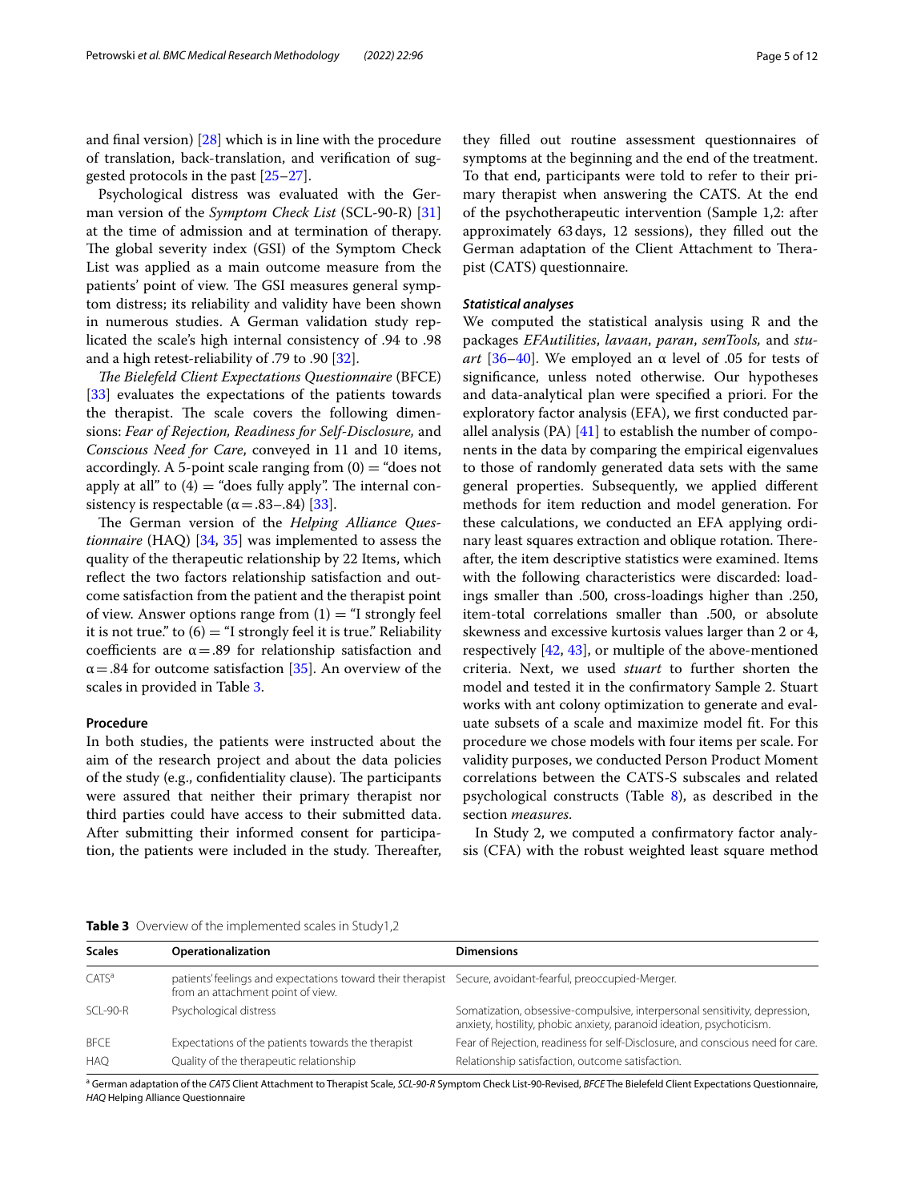and final version) [28] which is in line with the procedure of translation, back-translation, and verification of suggested protocols in the past [25–27].

Psychological distress was evaluated with the German version of the *Symptom Check List* (SCL-90-R) [31] at the time of admission and at termination of therapy. The global severity index (GSI) of the Symptom Check List was applied as a main outcome measure from the patients' point of view. The GSI measures general symptom distress; its reliability and validity have been shown in numerous studies. A German validation study replicated the scale's high internal consistency of .94 to .98 and a high retest-reliability of .79 to .90 [32].

*The Bielefeld Client Expectations Questionnaire* (BFCE) [33] evaluates the expectations of the patients towards the therapist. The scale covers the following dimensions: *Fear of Rejection, Readiness for Self-Disclosure,* and *Conscious Need for Care*, conveyed in 11 and 10 items, accordingly. A 5-point scale ranging from (0) = "does not apply at all" to (4) = "does fully apply". The internal consistency is respectable ($\alpha = .83–.84$) [33].

The German version of the *Helping Alliance Questionnaire* (HAQ) [34, 35] was implemented to assess the quality of the therapeutic relationship by 22 Items, which reflect the two factors relationship satisfaction and outcome satisfaction from the patient and the therapist point of view. Answer options range from (1) = "I strongly feel it is not true." to (6) = "I strongly feel it is true." Reliability coefficients are $\alpha = .89$ for relationship satisfaction and $\alpha = .84$ for outcome satisfaction [35]. An overview of the scales in provided in Table 3.

### Procedure

In both studies, the patients were instructed about the aim of the research project and about the data policies of the study (e.g., confidentiality clause). The participants were assured that neither their primary therapist nor third parties could have access to their submitted data. After submitting their informed consent for participation, the patients were included in the study. Thereafter, they filled out routine assessment questionnaires of symptoms at the beginning and the end of the treatment. To that end, participants were told to refer to their primary therapist when answering the CATS. At the end of the psychotherapeutic intervention (Sample 1,2: after approximately 63 days, 12 sessions), they filled out the German adaptation of the Client Attachment to Therapist (CATS) questionnaire.

### *Statistical analyses*

We computed the statistical analysis using R and the packages *EFAutilities*, *lavaan*, *paran*, *semTools,* and *stuart* [36–40]. We employed an α level of .05 for tests of significance, unless noted otherwise. Our hypotheses and data-analytical plan were specified a priori. For the exploratory factor analysis (EFA), we first conducted parallel analysis (PA) [41] to establish the number of components in the data by comparing the empirical eigenvalues to those of randomly generated data sets with the same general properties. Subsequently, we applied different methods for item reduction and model generation. For these calculations, we conducted an EFA applying ordinary least squares extraction and oblique rotation. Thereafter, the item descriptive statistics were examined. Items with the following characteristics were discarded: loadings smaller than .500, cross-loadings higher than .250, item-total correlations smaller than .500, or absolute skewness and excessive kurtosis values larger than 2 or 4, respectively [42, 43], or multiple of the above-mentioned criteria. Next, we used *stuart* to further shorten the model and tested it in the confirmatory Sample 2. Stuart works with ant colony optimization to generate and evaluate subsets of a scale and maximize model fit. For this procedure we chose models with four items per scale. For validity purposes, we conducted Person Product Moment correlations between the CATS-S subscales and related psychological constructs (Table 8), as described in the section *measures*.

In Study 2, we computed a confirmatory factor analysis (CFA) with the robust weighted least square method

**Table 3** Overview of the implemented scales in Study1,2

| Scales | Operationalization | Dimensions |
|---|---|---|
| CATS[a] | patients' feelings and expectations toward their therapist from an attachment point of view. | Secure, avoidant-fearful, preoccupied-Merger. |
| SCL-90-R | Psychological distress | Somatization, obsessive-compulsive, interpersonal sensitivity, depression, anxiety, hostility, phobic anxiety, paranoid ideation, psychoticism. |
| BFCE | Expectations of the patients towards the therapist | Fear of Rejection, readiness for self-Disclosure, and conscious need for care. |
| HAQ | Quality of the therapeutic relationship | Relationship satisfaction, outcome satisfaction. |

[a] German adaptation of the *CATS* Client Attachment to Therapist Scale, *SCL-90-R* Symptom Check List-90-Revised, *BFCE* The Bielefeld Client Expectations Questionnaire, *HAQ* Helping Alliance Questionnaire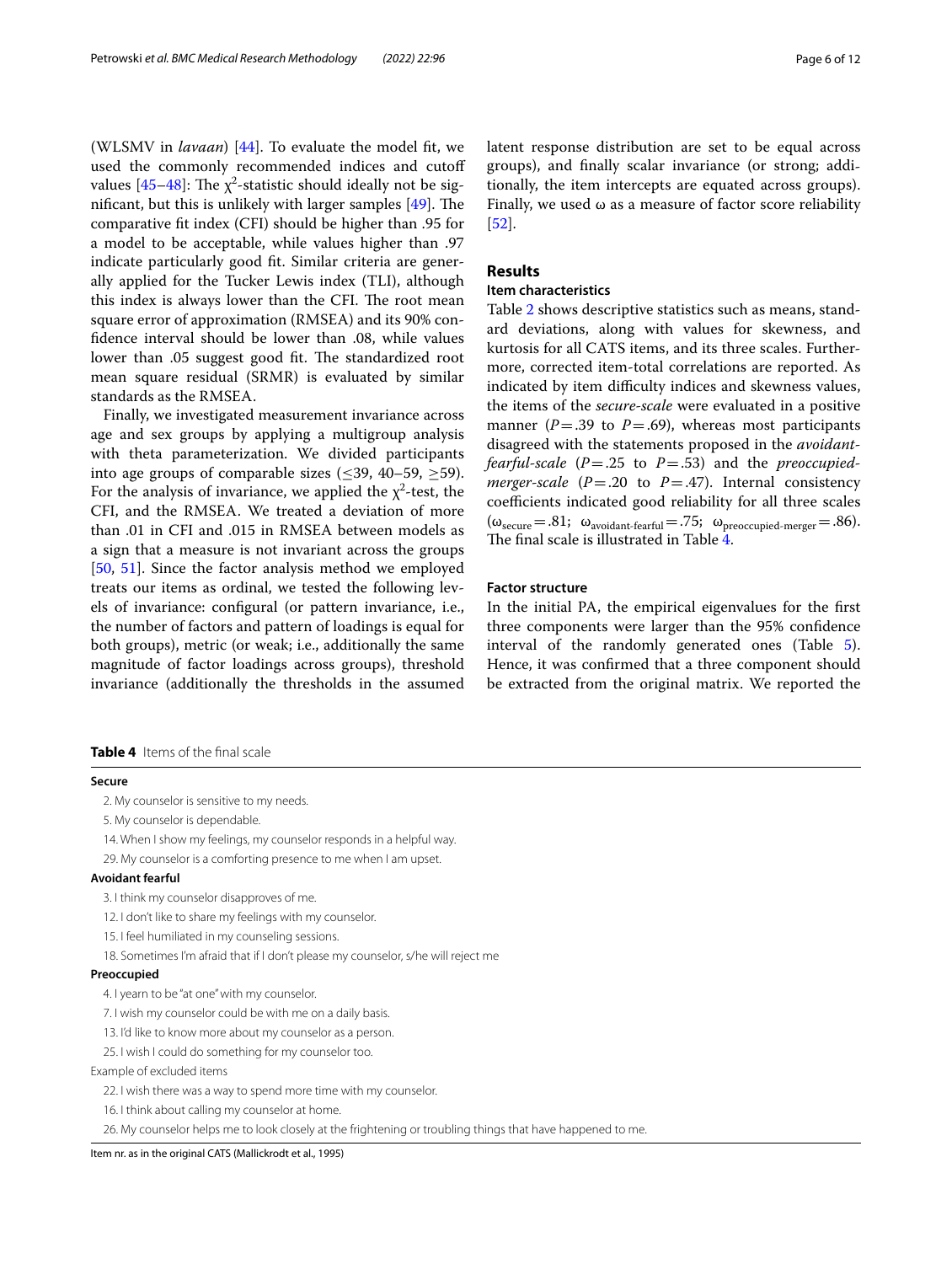(WLSMV in *lavaan*) [44]. To evaluate the model fit, we used the commonly recommended indices and cutoff values [45–48]: The $\chi^2$-statistic should ideally not be significant, but this is unlikely with larger samples [49]. The comparative fit index (CFI) should be higher than .95 for a model to be acceptable, while values higher than .97 indicate particularly good fit. Similar criteria are generally applied for the Tucker Lewis index (TLI), although this index is always lower than the CFI. The root mean square error of approximation (RMSEA) and its 90% confidence interval should be lower than .08, while values lower than .05 suggest good fit. The standardized root mean square residual (SRMR) is evaluated by similar standards as the RMSEA.

Finally, we investigated measurement invariance across age and sex groups by applying a multigroup analysis with theta parameterization. We divided participants into age groups of comparable sizes (≤39, 40–59, ≥59). For the analysis of invariance, we applied the $\chi^2$-test, the CFI, and the RMSEA. We treated a deviation of more than .01 in CFI and .015 in RMSEA between models as a sign that a measure is not invariant across the groups [50, 51]. Since the factor analysis method we employed treats our items as ordinal, we tested the following levels of invariance: configural (or pattern invariance, i.e., the number of factors and pattern of loadings is equal for both groups), metric (or weak; i.e., additionally the same magnitude of factor loadings across groups), threshold invariance (additionally the thresholds in the assumed latent response distribution are set to be equal across groups), and finally scalar invariance (or strong; additionally, the item intercepts are equated across groups). Finally, we used ω as a measure of factor score reliability [52].

## Results

### Item characteristics

Table 2 shows descriptive statistics such as means, standard deviations, along with values for skewness, and kurtosis for all CATS items, and its three scales. Furthermore, corrected item-total correlations are reported. As indicated by item difficulty indices and skewness values, the items of the *secure-scale* were evaluated in a positive manner ($P$ = .39 to $P$ = .69), whereas most participants disagreed with the statements proposed in the *avoidant-fearful-scale* ($P$ = .25 to $P$ = .53) and the *preoccupied-merger-scale* ($P$ = .20 to $P$ = .47). Internal consistency coefficients indicated good reliability for all three scales ($\omega_{secure}$ = .81; $\omega_{avoidant\text{-}fearful}$ = .75; $\omega_{preoccupied\text{-}merger}$ = .86). The final scale is illustrated in Table 4.

### Factor structure

In the initial PA, the empirical eigenvalues for the first three components were larger than the 95% confidence interval of the randomly generated ones (Table 5). Hence, it was confirmed that a three component should be extracted from the original matrix. We reported the

**Table 4** Items of the final scale

| |
|---|
| **Secure** |
| 2. My counselor is sensitive to my needs. |
| 5. My counselor is dependable. |
| 14. When I show my feelings, my counselor responds in a helpful way. |
| 29. My counselor is a comforting presence to me when I am upset. |
| **Avoidant fearful** |
| 3. I think my counselor disapproves of me. |
| 12. I don't like to share my feelings with my counselor. |
| 15. I feel humiliated in my counseling sessions. |
| 18. Sometimes I'm afraid that if I don't please my counselor, s/he will reject me |
| **Preoccupied** |
| 4. I yearn to be "at one" with my counselor. |
| 7. I wish my counselor could be with me on a daily basis. |
| 13. I'd like to know more about my counselor as a person. |
| 25. I wish I could do something for my counselor too. |
| Example of excluded items |
| 22. I wish there was a way to spend more time with my counselor. |
| 16. I think about calling my counselor at home. |
| 26. My counselor helps me to look closely at the frightening or troubling things that have happened to me. |

Item nr. as in the original CATS (Mallickrodt et al., 1995)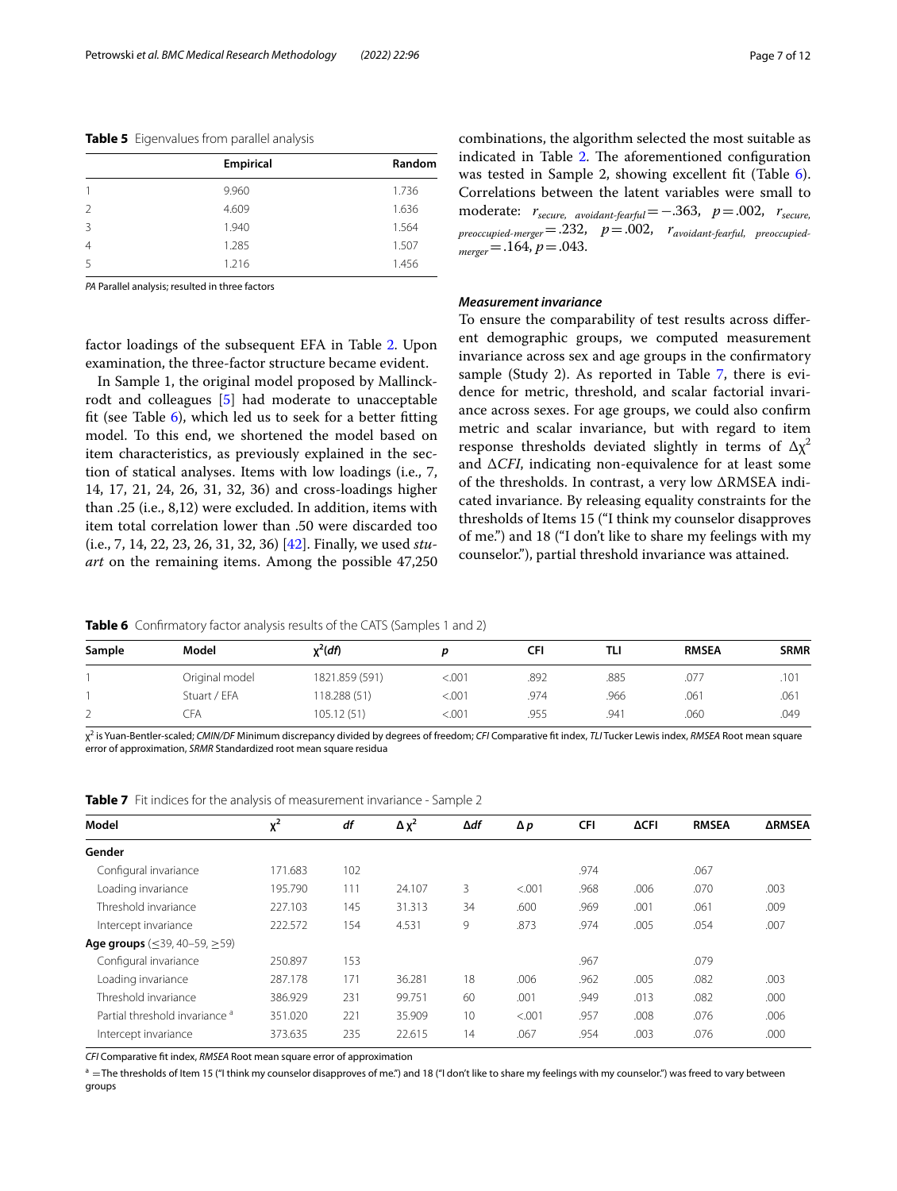**Table 5** Eigenvalues from parallel analysis

| | Empirical | Random |
|---|---|---|
| 1 | 9.960 | 1.736 |
| 2 | 4.609 | 1.636 |
| 3 | 1.940 | 1.564 |
| 4 | 1.285 | 1.507 |
| 5 | 1.216 | 1.456 |

*PA* Parallel analysis; resulted in three factors

factor loadings of the subsequent EFA in Table 2. Upon examination, the three-factor structure became evident.

In Sample 1, the original model proposed by Mallinckrodt and colleagues [5] had moderate to unacceptable fit (see Table 6), which led us to seek for a better fitting model. To this end, we shortened the model based on item characteristics, as previously explained in the section of statical analyses. Items with low loadings (i.e., 7, 14, 17, 21, 24, 26, 31, 32, 36) and cross-loadings higher than .25 (i.e., 8,12) were excluded. In addition, items with item total correlation lower than .50 were discarded too (i.e., 7, 14, 22, 23, 26, 31, 32, 36) [42]. Finally, we used *stuart* on the remaining items. Among the possible 47,250 combinations, the algorithm selected the most suitable as indicated in Table 2. The aforementioned configuration was tested in Sample 2, showing excellent fit (Table 6). Correlations between the latent variables were small to moderate: $r_{secure,\ avoidant\text{-}fearful} = -.363$, $p = .002$, $r_{secure,\ preoccupied\text{-}merger} = .232$, $p = .002$, $r_{avoidant\text{-}fearful,\ preoccupied\text{-}merger} = .164$, $p = .043$.

### Measurement invariance

To ensure the comparability of test results across different demographic groups, we computed measurement invariance across sex and age groups in the confirmatory sample (Study 2). As reported in Table 7, there is evidence for metric, threshold, and scalar factorial invariance across sexes. For age groups, we could also confirm metric and scalar invariance, but with regard to item response thresholds deviated slightly in terms of $\Delta\chi^2$ and $\Delta CFI$, indicating non-equivalence for at least some of the thresholds. In contrast, a very low ΔRMSEA indicated invariance. By releasing equality constraints for the thresholds of Items 15 ("I think my counselor disapproves of me.") and 18 ("I don't like to share my feelings with my counselor."), partial threshold invariance was attained.

**Table 6** Confirmatory factor analysis results of the CATS (Samples 1 and 2)

| Sample | Model | $\chi^2(df)$ | *p* | CFI | TLI | RMSEA | SRMR |
|---|---|---|---|---|---|---|---|
| 1 | Original model | 1821.859 (591) | <.001 | .892 | .885 | .077 | .101 |
| 1 | Stuart / EFA | 118.288 (51) | <.001 | .974 | .966 | .061 | .061 |
| 2 | CFA | 105.12 (51) | <.001 | .955 | .941 | .060 | .049 |

$\chi^2$ is Yuan-Bentler-scaled; *CMIN/DF* Minimum discrepancy divided by degrees of freedom; *CFI* Comparative fit index, *TLI* Tucker Lewis index, *RMSEA* Root mean square error of approximation, *SRMR* Standardized root mean square residua

**Table 7** Fit indices for the analysis of measurement invariance - Sample 2

| Model | $\chi^2$ | *df* | $\Delta\chi^2$ | *Δdf* | *Δp* | CFI | ΔCFI | RMSEA | ΔRMSEA |
|---|---|---|---|---|---|---|---|---|---|
| **Gender** | | | | | | | | | |
| Configural invariance | 171.683 | 102 | | | | .974 | | .067 | |
| Loading invariance | 195.790 | 111 | 24.107 | 3 | <.001 | .968 | .006 | .070 | .003 |
| Threshold invariance | 227.103 | 145 | 31.313 | 34 | .600 | .969 | .001 | .061 | .009 |
| Intercept invariance | 222.572 | 154 | 4.531 | 9 | .873 | .974 | .005 | .054 | .007 |
| **Age groups** (≤39, 40–59, ≥59) | | | | | | | | | |
| Configural invariance | 250.897 | 153 | | | | .967 | | .079 | |
| Loading invariance | 287.178 | 171 | 36.281 | 18 | .006 | .962 | .005 | .082 | .003 |
| Threshold invariance | 386.929 | 231 | 99.751 | 60 | .001 | .949 | .013 | .082 | .000 |
| Partial threshold invariance [a] | 351.020 | 221 | 35.909 | 10 | <.001 | .957 | .008 | .076 | .006 |
| Intercept invariance | 373.635 | 235 | 22.615 | 14 | .067 | .954 | .003 | .076 | .000 |

*CFI* Comparative fit index, *RMSEA* Root mean square error of approximation

[a] = The thresholds of Item 15 ("I think my counselor disapproves of me.") and 18 ("I don't like to share my feelings with my counselor.") was freed to vary between groups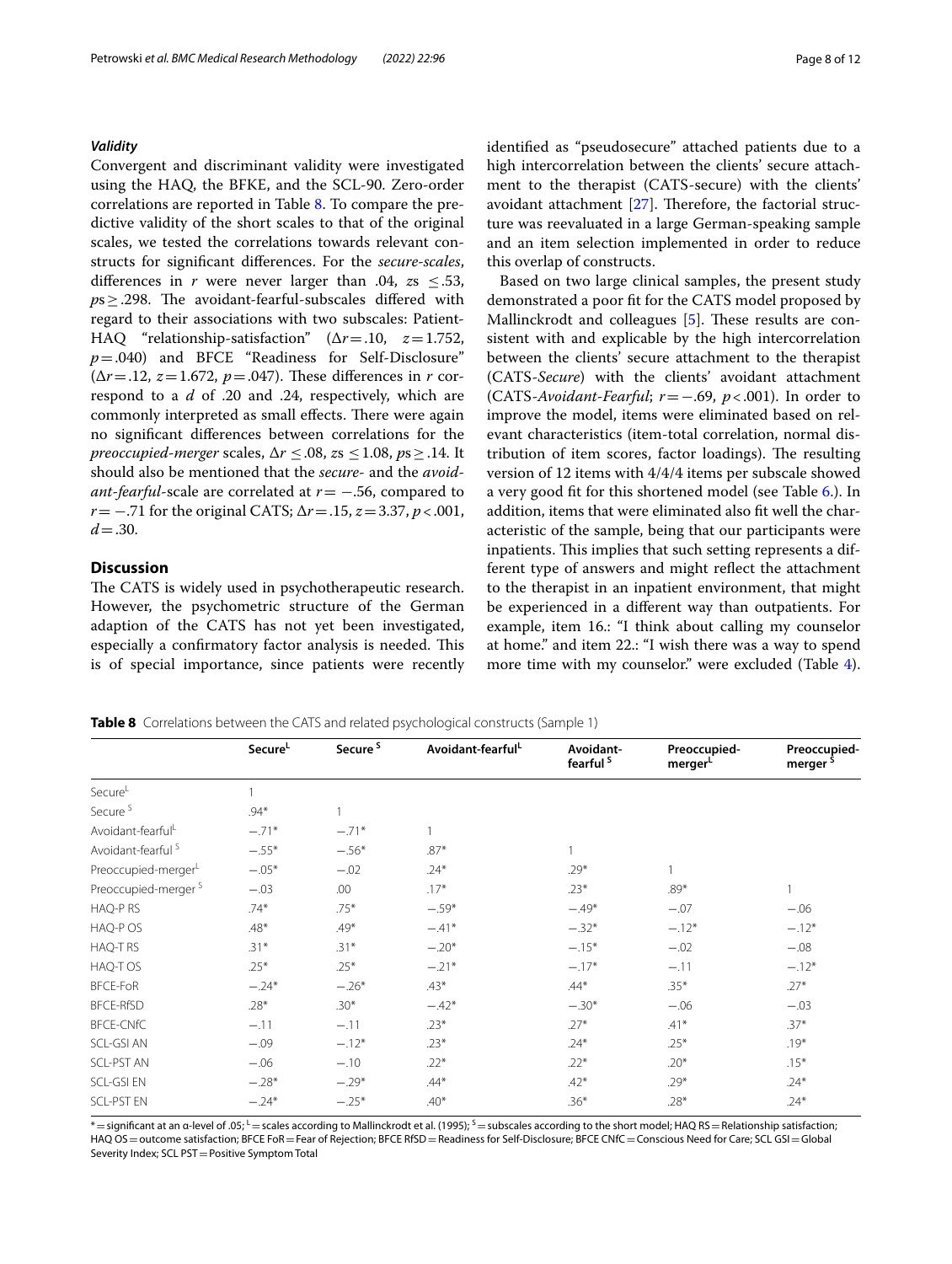### *Validity*

Convergent and discriminant validity were investigated using the HAQ, the BFKE, and the SCL-90. Zero-order correlations are reported in Table 8. To compare the predictive validity of the short scales to that of the original scales, we tested the correlations towards relevant constructs for significant differences. For the *secure-scales*, differences in $r$ were never larger than .04, $zs \leq .53$, $ps \geq .298$. The avoidant-fearful-subscales differed with regard to their associations with two subscales: Patient-HAQ "relationship-satisfaction" ($\Delta r = .10$, $z = 1.752$, $p = .040$) and BFCE "Readiness for Self-Disclosure" ($\Delta r = .12$, $z = 1.672$, $p = .047$). These differences in $r$ correspond to a $d$ of .20 and .24, respectively, which are commonly interpreted as small effects. There were again no significant differences between correlations for the *preoccupied-merger* scales, $\Delta r \leq .08$, $zs \leq 1.08$, $ps \geq .14$. It should also be mentioned that the *secure-* and the *avoidant-fearful*-scale are correlated at $r = -.56$, compared to $r = -.71$ for the original CATS; $\Delta r = .15$, $z = 3.37$, $p < .001$, $d = .30$.

## Discussion

The CATS is widely used in psychotherapeutic research. However, the psychometric structure of the German adaption of the CATS has not yet been investigated, especially a confirmatory factor analysis is needed. This is of special importance, since patients were recently identified as "pseudosecure" attached patients due to a high intercorrelation between the clients' secure attachment to the therapist (CATS-secure) with the clients' avoidant attachment [27]. Therefore, the factorial structure was reevaluated in a large German-speaking sample and an item selection implemented in order to reduce this overlap of constructs.

Based on two large clinical samples, the present study demonstrated a poor fit for the CATS model proposed by Mallinckrodt and colleagues [5]. These results are consistent with and explicable by the high intercorrelation between the clients' secure attachment to the therapist (CATS-*Secure*) with the clients' avoidant attachment (CATS-*Avoidant-Fearful*; $r = -.69$, $p < .001$). In order to improve the model, items were eliminated based on relevant characteristics (item-total correlation, normal distribution of item scores, factor loadings). The resulting version of 12 items with 4/4/4 items per subscale showed a very good fit for this shortened model (see Table 6.). In addition, items that were eliminated also fit well the characteristic of the sample, being that our participants were inpatients. This implies that such setting represents a different type of answers and might reflect the attachment to the therapist in an inpatient environment, that might be experienced in a different way than outpatients. For example, item 16.: "I think about calling my counselor at home." and item 22.: "I wish there was a way to spend more time with my counselor." were excluded (Table 4).

**Table 8** Correlations between the CATS and related psychological constructs (Sample 1)

| | Secure[L] | Secure[S] | Avoidant-fearful[L] | Avoidant-fearful[S] | Preoccupied-merger[L] | Preoccupied-merger[S] |
|---|---|---|---|---|---|---|
| Secure[L] | 1 | | | | | |
| Secure[S] | .94* | 1 | | | | |
| Avoidant-fearful[L] | −.71* | −.71* | 1 | | | |
| Avoidant-fearful[S] | −.55* | −.56* | .87* | 1 | | |
| Preoccupied-merger[L] | −.05* | −.02 | .24* | .29* | 1 | |
| Preoccupied-merger[S] | −.03 | .00 | .17* | .23* | .89* | 1 |
| HAQ-P RS | .74* | .75* | −.59* | −.49* | −.07 | −.06 |
| HAQ-P OS | .48* | .49* | −.41* | −.32* | −.12* | −.12* |
| HAQ-T RS | .31* | .31* | −.20* | −.15* | −.02 | −.08 |
| HAQ-T OS | .25* | .25* | −.21* | −.17* | −.11 | −.12* |
| BFCE-FoR | −.24* | −.26* | .43* | .44* | .35* | .27* |
| BFCE-RfSD | .28* | .30* | −.42* | −.30* | −.06 | −.03 |
| BFCE-CNfC | −.11 | −.11 | .23* | .27* | .41* | .37* |
| SCL-GSI AN | −.09 | −.12* | .23* | .24* | .25* | .19* |
| SCL-PST AN | −.06 | −.10 | .22* | .22* | .20* | .15* |
| SCL-GSI EN | −.28* | −.29* | .44* | .42* | .29* | .24* |
| SCL-PST EN | −.24* | −.25* | .40* | .36* | .28* | .24* |

* = significant at an α-level of .05; [L] = scales according to Mallinckrodt et al. (1995); [S] = subscales according to the short model; HAQ RS = Relationship satisfaction; HAQ OS = outcome satisfaction; BFCE FoR = Fear of Rejection; BFCE RfSD = Readiness for Self-Disclosure; BFCE CNfC = Conscious Need for Care; SCL GSI = Global Severity Index; SCL PST = Positive Symptom Total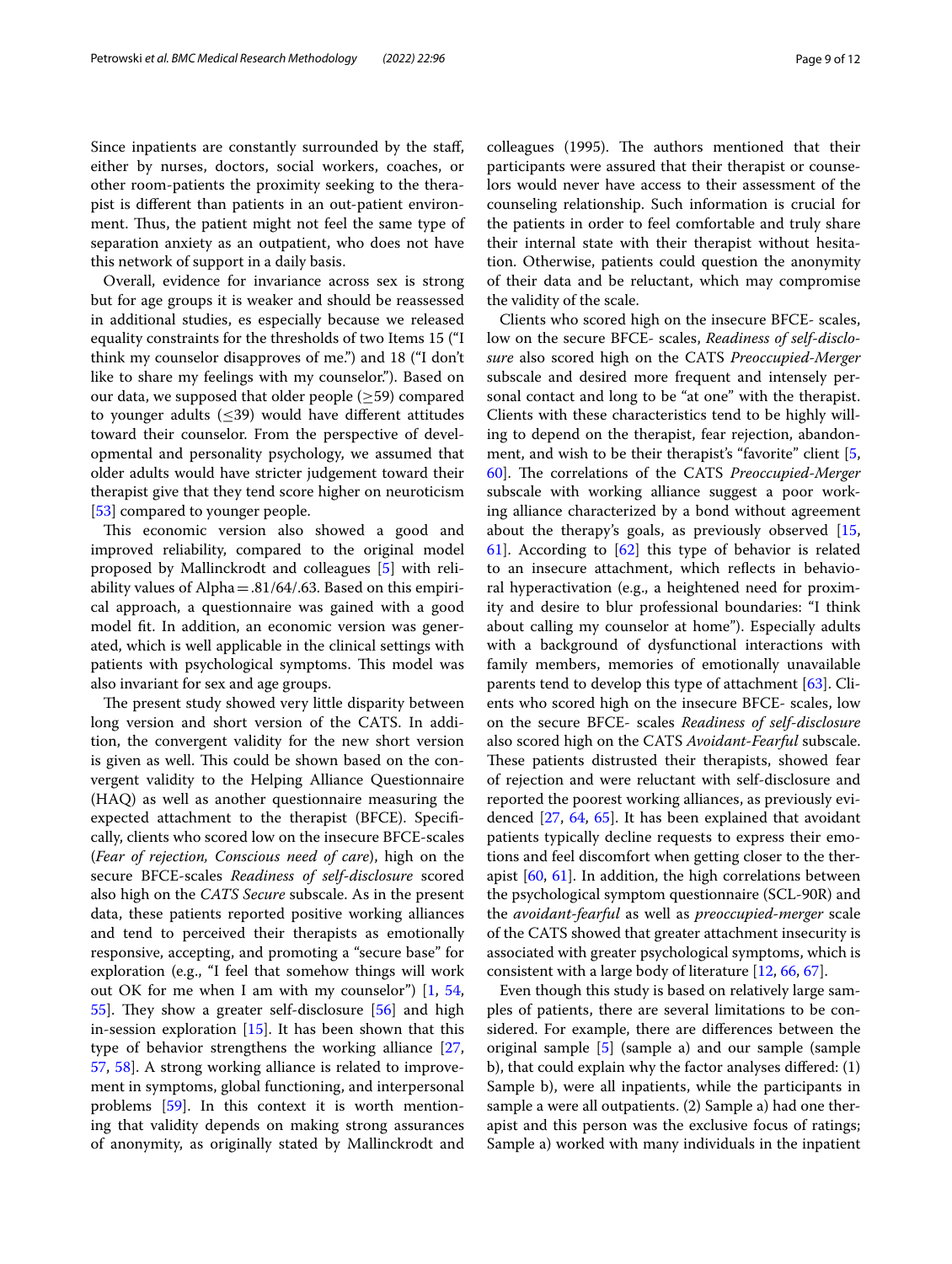Since inpatients are constantly surrounded by the staff, either by nurses, doctors, social workers, coaches, or other room-patients the proximity seeking to the therapist is different than patients in an out-patient environment. Thus, the patient might not feel the same type of separation anxiety as an outpatient, who does not have this network of support in a daily basis.

Overall, evidence for invariance across sex is strong but for age groups it is weaker and should be reassessed in additional studies, es especially because we released equality constraints for the thresholds of two Items 15 ("I think my counselor disapproves of me.") and 18 ("I don't like to share my feelings with my counselor."). Based on our data, we supposed that older people ($\geq$59) compared to younger adults ($\leq$39) would have different attitudes toward their counselor. From the perspective of developmental and personality psychology, we assumed that older adults would have stricter judgement toward their therapist give that they tend score higher on neuroticism [53] compared to younger people.

This economic version also showed a good and improved reliability, compared to the original model proposed by Mallinckrodt and colleagues [5] with reliability values of Alpha = .81/64/.63. Based on this empirical approach, a questionnaire was gained with a good model fit. In addition, an economic version was generated, which is well applicable in the clinical settings with patients with psychological symptoms. This model was also invariant for sex and age groups.

The present study showed very little disparity between long version and short version of the CATS. In addition, the convergent validity for the new short version is given as well. This could be shown based on the convergent validity to the Helping Alliance Questionnaire (HAQ) as well as another questionnaire measuring the expected attachment to the therapist (BFCE). Specifically, clients who scored low on the insecure BFCE-scales (*Fear of rejection, Conscious need of care*), high on the secure BFCE-scales *Readiness of self-disclosure* scored also high on the *CATS Secure* subscale. As in the present data, these patients reported positive working alliances and tend to perceived their therapists as emotionally responsive, accepting, and promoting a "secure base" for exploration (e.g., "I feel that somehow things will work out OK for me when I am with my counselor") [1, 54, 55]. They show a greater self-disclosure [56] and high in-session exploration [15]. It has been shown that this type of behavior strengthens the working alliance [27, 57, 58]. A strong working alliance is related to improvement in symptoms, global functioning, and interpersonal problems [59]. In this context it is worth mentioning that validity depends on making strong assurances of anonymity, as originally stated by Mallinckrodt and colleagues (1995). The authors mentioned that their participants were assured that their therapist or counselors would never have access to their assessment of the counseling relationship. Such information is crucial for the patients in order to feel comfortable and truly share their internal state with their therapist without hesitation. Otherwise, patients could question the anonymity of their data and be reluctant, which may compromise the validity of the scale.

Clients who scored high on the insecure BFCE- scales, low on the secure BFCE- scales, *Readiness of self-disclosure* also scored high on the CATS *Preoccupied-Merger* subscale and desired more frequent and intensely personal contact and long to be "at one" with the therapist. Clients with these characteristics tend to be highly willing to depend on the therapist, fear rejection, abandonment, and wish to be their therapist's "favorite" client [5, 60]. The correlations of the CATS *Preoccupied-Merger* subscale with working alliance suggest a poor working alliance characterized by a bond without agreement about the therapy's goals, as previously observed [15, 61]. According to [62] this type of behavior is related to an insecure attachment, which reflects in behavioral hyperactivation (e.g., a heightened need for proximity and desire to blur professional boundaries: "I think about calling my counselor at home"). Especially adults with a background of dysfunctional interactions with family members, memories of emotionally unavailable parents tend to develop this type of attachment [63]. Clients who scored high on the insecure BFCE- scales, low on the secure BFCE- scales *Readiness of self-disclosure* also scored high on the CATS *Avoidant-Fearful* subscale. These patients distrusted their therapists, showed fear of rejection and were reluctant with self-disclosure and reported the poorest working alliances, as previously evidenced [27, 64, 65]. It has been explained that avoidant patients typically decline requests to express their emotions and feel discomfort when getting closer to the therapist [60, 61]. In addition, the high correlations between the psychological symptom questionnaire (SCL-90R) and the *avoidant-fearful* as well as *preoccupied-merger* scale of the CATS showed that greater attachment insecurity is associated with greater psychological symptoms, which is consistent with a large body of literature [12, 66, 67].

Even though this study is based on relatively large samples of patients, there are several limitations to be considered. For example, there are differences between the original sample [5] (sample a) and our sample (sample b), that could explain why the factor analyses differed: (1) Sample b), were all inpatients, while the participants in sample a were all outpatients. (2) Sample a) had one therapist and this person was the exclusive focus of ratings; Sample a) worked with many individuals in the inpatient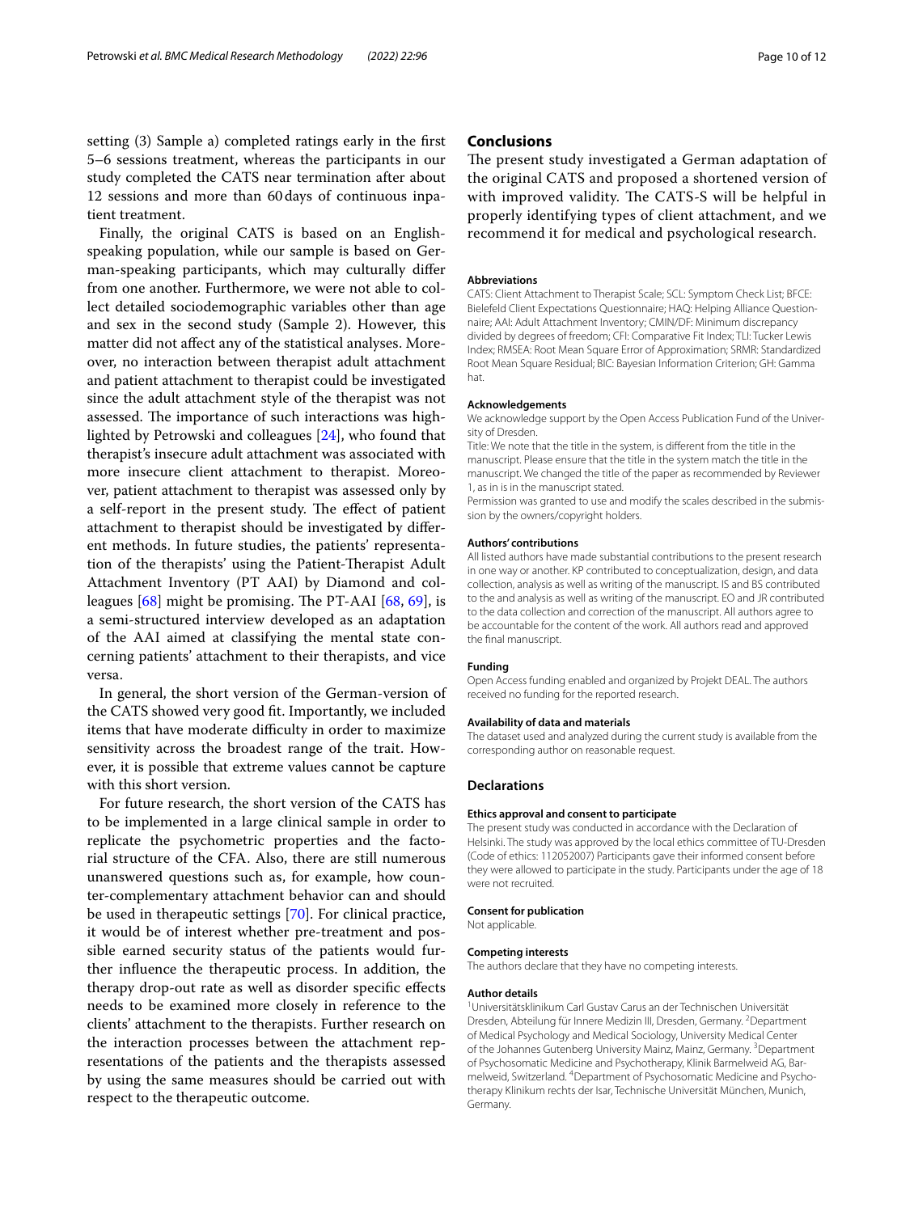setting (3) Sample a) completed ratings early in the first 5–6 sessions treatment, whereas the participants in our study completed the CATS near termination after about 12 sessions and more than 60 days of continuous inpatient treatment.

Finally, the original CATS is based on an English-speaking population, while our sample is based on German-speaking participants, which may culturally differ from one another. Furthermore, we were not able to collect detailed sociodemographic variables other than age and sex in the second study (Sample 2). However, this matter did not affect any of the statistical analyses. Moreover, no interaction between therapist adult attachment and patient attachment to therapist could be investigated since the adult attachment style of the therapist was not assessed. The importance of such interactions was highlighted by Petrowski and colleagues [24], who found that therapist's insecure adult attachment was associated with more insecure client attachment to therapist. Moreover, patient attachment to therapist was assessed only by a self-report in the present study. The effect of patient attachment to therapist should be investigated by different methods. In future studies, the patients' representation of the therapists' using the Patient-Therapist Adult Attachment Inventory (PT AAI) by Diamond and colleagues [68] might be promising. The PT-AAI [68, 69], is a semi-structured interview developed as an adaptation of the AAI aimed at classifying the mental state concerning patients' attachment to their therapists, and vice versa.

In general, the short version of the German-version of the CATS showed very good fit. Importantly, we included items that have moderate difficulty in order to maximize sensitivity across the broadest range of the trait. However, it is possible that extreme values cannot be capture with this short version.

For future research, the short version of the CATS has to be implemented in a large clinical sample in order to replicate the psychometric properties and the factorial structure of the CFA. Also, there are still numerous unanswered questions such as, for example, how counter-complementary attachment behavior can and should be used in therapeutic settings [70]. For clinical practice, it would be of interest whether pre-treatment and possible earned security status of the patients would further influence the therapeutic process. In addition, the therapy drop-out rate as well as disorder specific effects needs to be examined more closely in reference to the clients' attachment to the therapists. Further research on the interaction processes between the attachment representations of the patients and the therapists assessed by using the same measures should be carried out with respect to the therapeutic outcome.

## Conclusions

The present study investigated a German adaptation of the original CATS and proposed a shortened version of with improved validity. The CATS-S will be helpful in properly identifying types of client attachment, and we recommend it for medical and psychological research.

#### Abbreviations

CATS: Client Attachment to Therapist Scale; SCL: Symptom Check List; BFCE: Bielefeld Client Expectations Questionnaire; HAQ: Helping Alliance Questionnaire; AAI: Adult Attachment Inventory; CMIN/DF: Minimum discrepancy divided by degrees of freedom; CFI: Comparative Fit Index; TLI: Tucker Lewis Index; RMSEA: Root Mean Square Error of Approximation; SRMR: Standardized Root Mean Square Residual; BIC: Bayesian Information Criterion; GH: Gamma hat.

#### Acknowledgements

We acknowledge support by the Open Access Publication Fund of the University of Dresden.

Title: We note that the title in the system, is different from the title in the manuscript. Please ensure that the title in the system match the title in the manuscript. We changed the title of the paper as recommended by Reviewer 1, as in is in the manuscript stated.

Permission was granted to use and modify the scales described in the submission by the owners/copyright holders.

#### Authors' contributions

All listed authors have made substantial contributions to the present research in one way or another. KP contributed to conceptualization, design, and data collection, analysis as well as writing of the manuscript. IS and BS contributed to the and analysis as well as writing of the manuscript. EO and JR contributed to the data collection and correction of the manuscript. All authors agree to be accountable for the content of the work. All authors read and approved the final manuscript.

#### Funding

Open Access funding enabled and organized by Projekt DEAL. The authors received no funding for the reported research.

#### Availability of data and materials

The dataset used and analyzed during the current study is available from the corresponding author on reasonable request.

### Declarations

#### Ethics approval and consent to participate

The present study was conducted in accordance with the Declaration of Helsinki. The study was approved by the local ethics committee of TU-Dresden (Code of ethics: 112052007) Participants gave their informed consent before they were allowed to participate in the study. Participants under the age of 18 were not recruited.

#### Consent for publication

Not applicable.

#### Competing interests

The authors declare that they have no competing interests.

#### Author details

[1]Universitätsklinikum Carl Gustav Carus an der Technischen Universität Dresden, Abteilung für Innere Medizin III, Dresden, Germany. [2]Department of Medical Psychology and Medical Sociology, University Medical Center of the Johannes Gutenberg University Mainz, Mainz, Germany. [3]Department of Psychosomatic Medicine and Psychotherapy, Klinik Barmelweid AG, Barmelweid, Switzerland. [4]Department of Psychosomatic Medicine and Psychotherapy Klinikum rechts der Isar, Technische Universität München, Munich, Germany.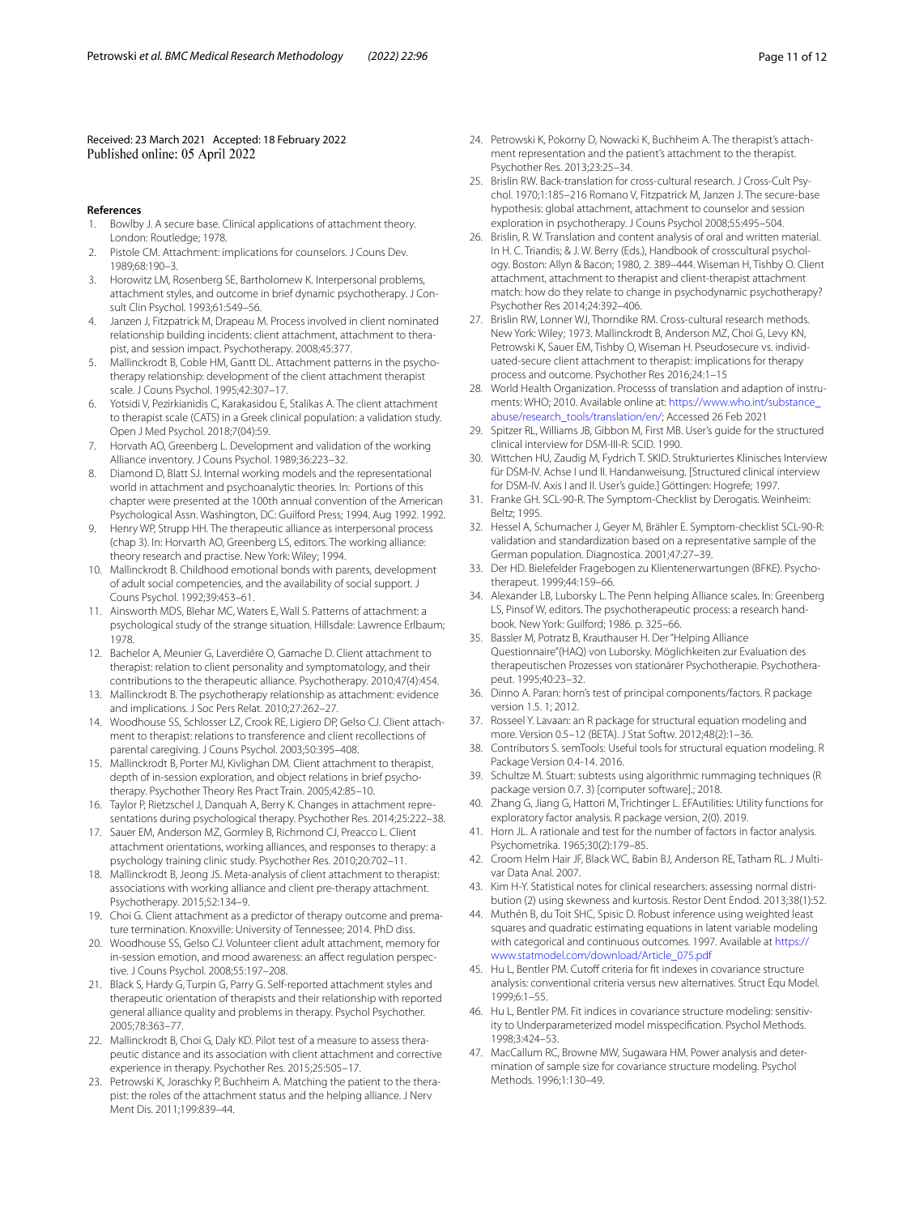Received: 23 March 2021 Accepted: 18 February 2022
Published online: 05 April 2022

#### References

1. Bowlby J. A secure base. Clinical applications of attachment theory. London: Routledge; 1978.
2. Pistole CM. Attachment: implications for counselors. J Couns Dev. 1989;68:190–3.
3. Horowitz LM, Rosenberg SE, Bartholomew K. Interpersonal problems, attachment styles, and outcome in brief dynamic psychotherapy. J Consult Clin Psychol. 1993;61:549–56.
4. Janzen J, Fitzpatrick M, Drapeau M. Process involved in client nominated relationship building incidents: client attachment, attachment to therapist, and session impact. Psychotherapy. 2008;45:377.
5. Mallinckrodt B, Coble HM, Gantt DL. Attachment patterns in the psychotherapy relationship: development of the client attachment therapist scale. J Couns Psychol. 1995;42:307–17.
6. Yotsidi V, Pezirkianidis C, Karakasidou E, Stalikas A. The client attachment to therapist scale (CATS) in a Greek clinical population: a validation study. Open J Med Psychol. 2018;7(04):59.
7. Horvath AO, Greenberg L. Development and validation of the working Alliance inventory. J Couns Psychol. 1989;36:223–32.
8. Diamond D, Blatt SJ. Internal working models and the representational world in attachment and psychoanalytic theories. In: Portions of this chapter were presented at the 100th annual convention of the American Psychological Assn. Washington, DC: Guilford Press; 1994. Aug 1992. 1992.
9. Henry WP, Strupp HH. The therapeutic alliance as interpersonal process (chap 3). In: Horvath AO, Greenberg LS, editors. The working alliance: theory research and practise. New York: Wiley; 1994.
10. Mallinckrodt B. Childhood emotional bonds with parents, development of adult social competencies, and the availability of social support. J Couns Psychol. 1992;39:453–61.
11. Ainsworth MDS, Blehar MC, Waters E, Wall S. Patterns of attachment: a psychological study of the strange situation. Hillsdale: Lawrence Erlbaum; 1978.
12. Bachelor A, Meunier G, Laverdiére O, Gamache D. Client attachment to therapist: relation to client personality and symptomatology, and their contributions to the therapeutic alliance. Psychotherapy. 2010;47(4):454.
13. Mallinckrodt B. The psychotherapy relationship as attachment: evidence and implications. J Soc Pers Relat. 2010;27:262–27.
14. Woodhouse SS, Schlosser LZ, Crook RE, Ligiero DP, Gelso CJ. Client attachment to therapist: relations to transference and client recollections of parental caregiving. J Couns Psychol. 2003;50:395–408.
15. Mallinckrodt B, Porter MJ, Kivlighan DM. Client attachment to therapist, depth of in-session exploration, and object relations in brief psychotherapy. Psychother Theory Res Pract Train. 2005;42:85–10.
16. Taylor P, Rietzschel J, Danquah A, Berry K. Changes in attachment representations during psychological therapy. Psychother Res. 2014;25:222–38.
17. Sauer EM, Anderson MZ, Gormley B, Richmond CJ, Preacco L. Client attachment orientations, working alliances, and responses to therapy: a psychology training clinic study. Psychother Res. 2010;20:702–11.
18. Mallinckrodt B, Jeong JS. Meta-analysis of client attachment to therapist: associations with working alliance and client pre-therapy attachment. Psychotherapy. 2015;52:134–9.
19. Choi G. Client attachment as a predictor of therapy outcome and premature termination. Knoxville: University of Tennessee; 2014. PhD diss.
20. Woodhouse SS, Gelso CJ. Volunteer client adult attachment, memory for in-session emotion, and mood awareness: an affect regulation perspective. J Couns Psychol. 2008;55:197–208.
21. Black S, Hardy G, Turpin G, Parry G. Self-reported attachment styles and therapeutic orientation of therapists and their relationship with reported general alliance quality and problems in therapy. Psychol Psychother. 2005;78:363–77.
22. Mallinckrodt B, Choi G, Daly KD. Pilot test of a measure to assess therapeutic distance and its association with client attachment and corrective experience in therapy. Psychother Res. 2015;25:505–17.
23. Petrowski K, Joraschky P, Buchheim A. Matching the patient to the therapist: the roles of the attachment status and the helping alliance. J Nerv Ment Dis. 2011;199:839–44.
24. Petrowski K, Pokorny D, Nowacki K, Buchheim A. The therapist's attachment representation and the patient's attachment to the therapist. Psychother Res. 2013;23:25–34.
25. Brislin RW. Back-translation for cross-cultural research. J Cross-Cult Psychol. 1970;1:185–216 Romano V, Fitzpatrick M, Janzen J. The secure-base hypothesis: global attachment, attachment to counselor and session exploration in psychotherapy. J Couns Psychol 2008;55:495–504.
26. Brislin, R. W. Translation and content analysis of oral and written material. In H. C. Triandis; & J. W. Berry (Eds.), Handbook of crosscultural psychology. Boston: Allyn & Bacon; 1980, 2. 389–444. Wiseman H, Tishby O. Client attachment, attachment to therapist and client-therapist attachment match: how do they relate to change in psychodynamic psychotherapy? Psychother Res 2014;24:392–406.
27. Brislin RW, Lonner WJ, Thorndike RM. Cross-cultural research methods. New York: Wiley; 1973. Mallinckrodt B, Anderson MZ, Choi G, Levy KN, Petrowski K, Sauer EM, Tishby O, Wiseman H. Pseudosecure vs. individuated-secure client attachment to therapist: implications for therapy process and outcome. Psychother Res 2016;24:1–15
28. World Health Organization. Processs of translation and adaption of instruments: WHO; 2010. Available online at: https://www.who.int/substance_abuse/research_tools/translation/en/; Accessed 26 Feb 2021
29. Spitzer RL, Williams JB, Gibbon M, First MB. User's guide for the structured clinical interview for DSM-III-R: SCID. 1990.
30. Wittchen HU, Zaudig M, Fydrich T. SKID. Strukturiertes Klinisches Interview für DSM-IV. Achse I und II. Handanweisung. [Structured clinical interview for DSM-IV. Axis I and II. User's guide.] Göttingen: Hogrefe; 1997.
31. Franke GH. SCL-90-R. The Symptom-Checklist by Derogatis. Weinheim: Beltz; 1995.
32. Hessel A, Schumacher J, Geyer M, Brähler E. Symptom-checklist SCL-90-R: validation and standardization based on a representative sample of the German population. Diagnostica. 2001;47:27–39.
33. Der HD. Bielefelder Fragebogen zu Klientenerwartungen (BFKE). Psychotherapeut. 1999;44:159–66.
34. Alexander LB, Luborsky L. The Penn helping Alliance scales. In: Greenberg LS, Pinsof W, editors. The psychotherapeutic process: a research handbook. New York: Guilford; 1986. p. 325–66.
35. Bassler M, Potratz B, Krauthauser H. Der "Helping Alliance Questionnaire"(HAQ) von Luborsky. Möglichkeiten zur Evaluation des therapeutischen Prozesses von stationärer Psychotherapie. Psychotherapeut. 1995;40:23–32.
36. Dinno A. Paran: horn's test of principal components/factors. R package version 1.5. 1; 2012.
37. Rosseel Y. Lavaan: an R package for structural equation modeling and more. Version 0.5–12 (BETA). J Stat Softw. 2012;48(2):1–36.
38. Contributors S. semTools: Useful tools for structural equation modeling. R Package Version 0.4-14. 2016.
39. Schultze M. Stuart: subtests using algorithmic rummaging techniques (R package version 0.7. 3) [computer software].; 2018.
40. Zhang G, Jiang G, Hattori M, Trichtinger L. EFAutilities: Utility functions for exploratory factor analysis. R package version, 2(0). 2019.
41. Horn JL. A rationale and test for the number of factors in factor analysis. Psychometrika. 1965;30(2):179–85.
42. Croom Helm Hair JF, Black WC, Babin BJ, Anderson RE, Tatham RL. J Multivar Data Anal. 2007.
43. Kim H-Y. Statistical notes for clinical researchers: assessing normal distribution (2) using skewness and kurtosis. Restor Dent Endod. 2013;38(1):52.
44. Muthén B, du Toit SHC, Spisic D. Robust inference using weighted least squares and quadratic estimating equations in latent variable modeling with categorical and continuous outcomes. 1997. Available at https://www.statmodel.com/download/Article_075.pdf
45. Hu L, Bentler PM. Cutoff criteria for fit indexes in covariance structure analysis: conventional criteria versus new alternatives. Struct Equ Model. 1999;6:1–55.
46. Hu L, Bentler PM. Fit indices in covariance structure modeling: sensitivity to Underparameterized model misspecification. Psychol Methods. 1998;3:424–53.
47. MacCallum RC, Browne MW, Sugawara HM. Power analysis and determination of sample size for covariance structure modeling. Psychol Methods. 1996;1:130–49.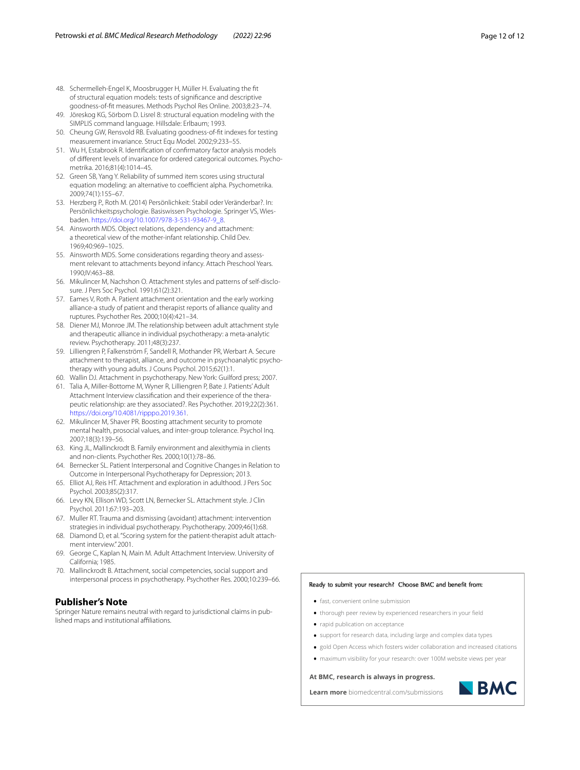48. Schermelleh-Engel K, Moosbrugger H, Müller H. Evaluating the fit of structural equation models: tests of significance and descriptive goodness-of-fit measures. Methods Psychol Res Online. 2003;8:23–74.
49. Jöreskog KG, Sörbom D. Lisrel 8: structural equation modeling with the SIMPLIS command language. Hillsdale: Erlbaum; 1993.
50. Cheung GW, Rensvold RB. Evaluating goodness-of-fit indexes for testing measurement invariance. Struct Equ Model. 2002;9:233–55.
51. Wu H, Estabrook R. Identification of confirmatory factor analysis models of different levels of invariance for ordered categorical outcomes. Psychometrika. 2016;81(4):1014–45.
52. Green SB, Yang Y. Reliability of summed item scores using structural equation modeling: an alternative to coefficient alpha. Psychometrika. 2009;74(1):155–67.
53. Herzberg P, Roth M. (2014) Persönlichkeit: Stabil oder Veränderbar?. In: Persönlichkeitspsychologie. Basiswissen Psychologie. Springer VS, Wiesbaden. https://doi.org/10.1007/978-3-531-93467-9_8.
54. Ainsworth MDS. Object relations, dependency and attachment: a theoretical view of the mother-infant relationship. Child Dev. 1969;40:969–1025.
55. Ainsworth MDS. Some considerations regarding theory and assessment relevant to attachments beyond infancy. Attach Preschool Years. 1990;IV:463–88.
56. Mikulincer M, Nachshon O. Attachment styles and patterns of self-disclosure. J Pers Soc Psychol. 1991;61(2):321.
57. Eames V, Roth A. Patient attachment orientation and the early working alliance-a study of patient and therapist reports of alliance quality and ruptures. Psychother Res. 2000;10(4):421–34.
58. Diener MJ, Monroe JM. The relationship between adult attachment style and therapeutic alliance in individual psychotherapy: a meta-analytic review. Psychotherapy. 2011;48(3):237.
59. Lilliengren P, Falkenström F, Sandell R, Mothander PR, Werbart A. Secure attachment to therapist, alliance, and outcome in psychoanalytic psychotherapy with young adults. J Couns Psychol. 2015;62(1):1.
60. Wallin DJ. Attachment in psychotherapy. New York: Guilford press; 2007.
61. Talia A, Miller-Bottome M, Wyner R, Lilliengren P, Bate J. Patients' Adult Attachment Interview classification and their experience of the therapeutic relationship: are they associated?. Res Psychother. 2019;22(2):361. https://doi.org/10.4081/ripppo.2019.361.
62. Mikulincer M, Shaver PR. Boosting attachment security to promote mental health, prosocial values, and inter-group tolerance. Psychol Inq. 2007;18(3):139–56.
63. King JL, Mallinckrodt B. Family environment and alexithymia in clients and non-clients. Psychother Res. 2000;10(1):78–86.
64. Bernecker SL. Patient Interpersonal and Cognitive Changes in Relation to Outcome in Interpersonal Psychotherapy for Depression; 2013.
65. Elliot AJ, Reis HT. Attachment and exploration in adulthood. J Pers Soc Psychol. 2003;85(2):317.
66. Levy KN, Ellison WD, Scott LN, Bernecker SL. Attachment style. J Clin Psychol. 2011;67:193–203.
67. Muller RT. Trauma and dismissing (avoidant) attachment: intervention strategies in individual psychotherapy. Psychotherapy. 2009;46(1):68.
68. Diamond D, et al. "Scoring system for the patient-therapist adult attachment interview." 2001.
69. George C, Kaplan N, Main M. Adult Attachment Interview. University of California; 1985.
70. Mallinckrodt B. Attachment, social competencies, social support and interpersonal process in psychotherapy. Psychother Res. 2000;10:239–66.

## Publisher's Note

Springer Nature remains neutral with regard to jurisdictional claims in published maps and institutional affiliations.

Ready to submit your research? Choose BMC and benefit from:

- fast, convenient online submission
- thorough peer review by experienced researchers in your field
- rapid publication on acceptance
- support for research data, including large and complex data types
- gold Open Access which fosters wider collaboration and increased citations
- maximum visibility for your research: over 100M website views per year

**At BMC, research is always in progress.**

**Learn more** biomedcentral.com/submissions

BMC